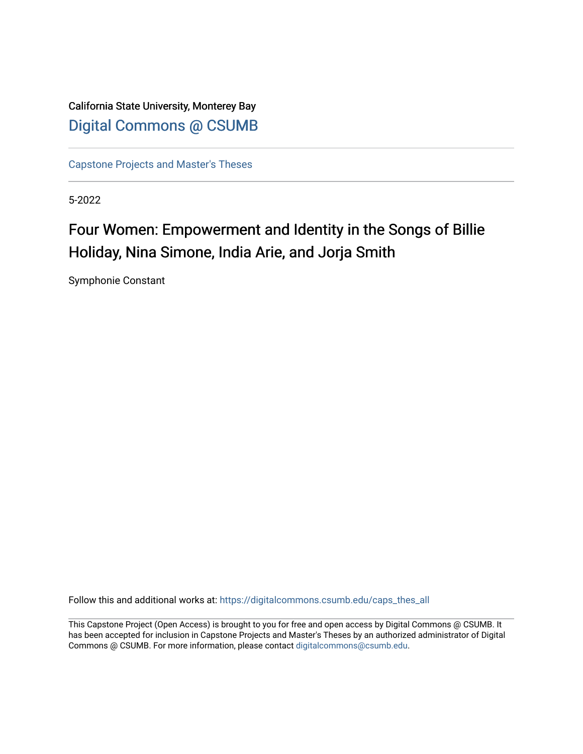California State University, Monterey Bay

[Digital Commons @ CSUMB](https://digitalcommons.csumb.edu/)

[Capstone Projects and Master's Theses](https://digitalcommons.csumb.edu/caps_thes_all)

5-2022

# Four Women: Empowerment and Identity in the Songs of Billie Holiday, Nina Simone, India Arie, and Jorja Smith

Symphonie Constant

Follow this and additional works at: https://digitalcommons.csumb.edu/caps_thes_all

This Capstone Project (Open Access) is brought to you for free and open access by Digital Commons @ CSUMB. It has been accepted for inclusion in Capstone Projects and Master's Theses by an authorized administrator of Digital Commons @ CSUMB. For more information, please contact digitalcommons@csumb.edu.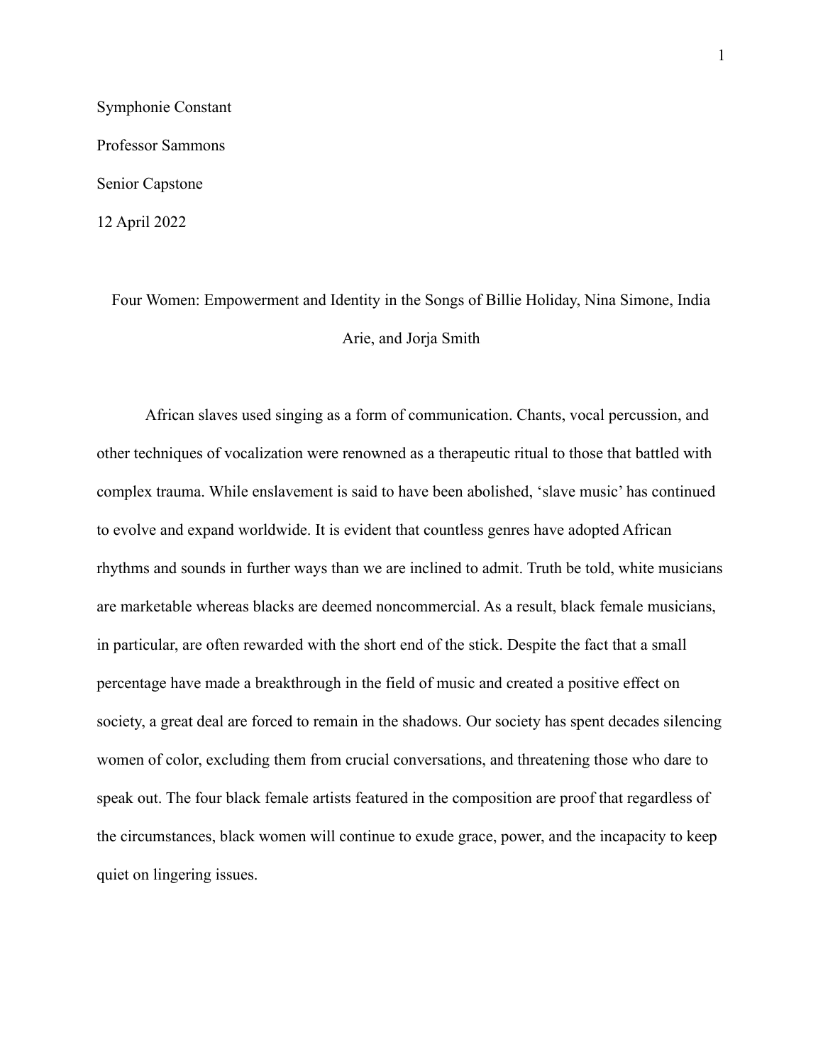Symphonie Constant

Professor Sammons

Senior Capstone

12 April 2022

# Four Women: Empowerment and Identity in the Songs of Billie Holiday, Nina Simone, India Arie, and Jorja Smith

African slaves used singing as a form of communication. Chants, vocal percussion, and other techniques of vocalization were renowned as a therapeutic ritual to those that battled with complex trauma. While enslavement is said to have been abolished, 'slave music' has continued to evolve and expand worldwide. It is evident that countless genres have adopted African rhythms and sounds in further ways than we are inclined to admit. Truth be told, white musicians are marketable whereas blacks are deemed noncommercial. As a result, black female musicians, in particular, are often rewarded with the short end of the stick. Despite the fact that a small percentage have made a breakthrough in the field of music and created a positive effect on society, a great deal are forced to remain in the shadows. Our society has spent decades silencing women of color, excluding them from crucial conversations, and threatening those who dare to speak out. The four black female artists featured in the composition are proof that regardless of the circumstances, black women will continue to exude grace, power, and the incapacity to keep quiet on lingering issues.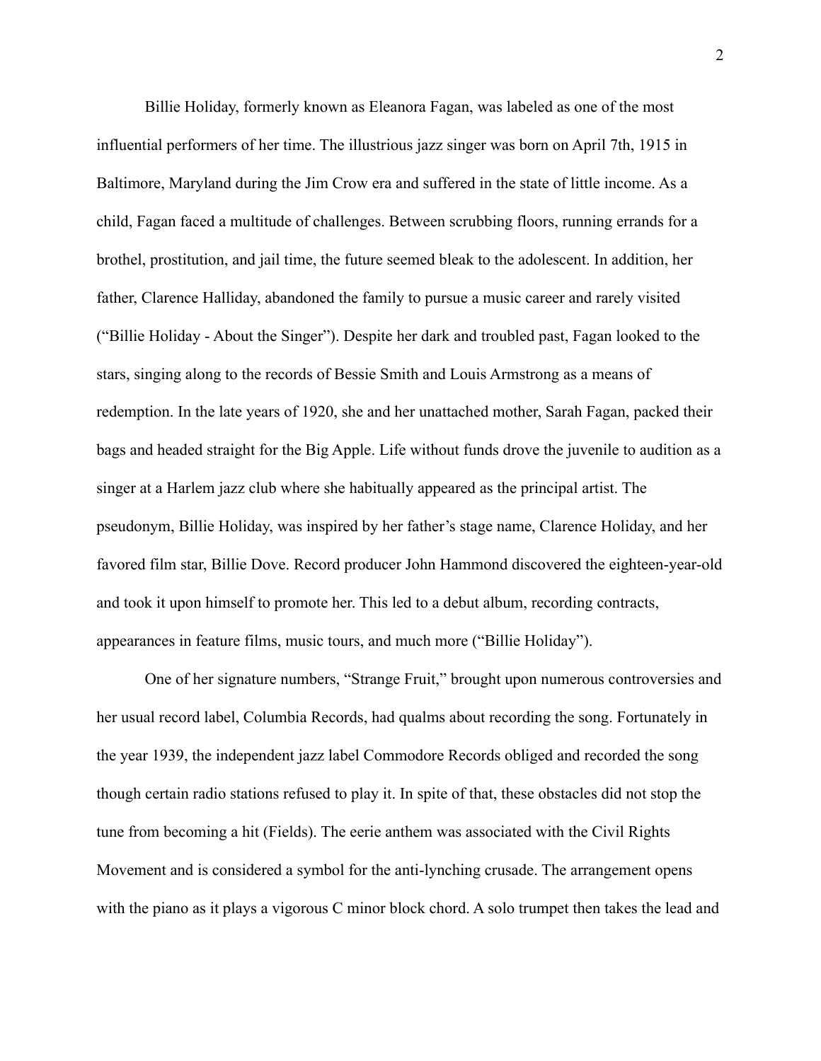Billie Holiday, formerly known as Eleanora Fagan, was labeled as one of the most influential performers of her time. The illustrious jazz singer was born on April 7th, 1915 in Baltimore, Maryland during the Jim Crow era and suffered in the state of little income. As a child, Fagan faced a multitude of challenges. Between scrubbing floors, running errands for a brothel, prostitution, and jail time, the future seemed bleak to the adolescent. In addition, her father, Clarence Halliday, abandoned the family to pursue a music career and rarely visited ("Billie Holiday - About the Singer"). Despite her dark and troubled past, Fagan looked to the stars, singing along to the records of Bessie Smith and Louis Armstrong as a means of redemption. In the late years of 1920, she and her unattached mother, Sarah Fagan, packed their bags and headed straight for the Big Apple. Life without funds drove the juvenile to audition as a singer at a Harlem jazz club where she habitually appeared as the principal artist. The pseudonym, Billie Holiday, was inspired by her father's stage name, Clarence Holiday, and her favored film star, Billie Dove. Record producer John Hammond discovered the eighteen-year-old and took it upon himself to promote her. This led to a debut album, recording contracts, appearances in feature films, music tours, and much more ("Billie Holiday").

One of her signature numbers, "Strange Fruit," brought upon numerous controversies and her usual record label, Columbia Records, had qualms about recording the song. Fortunately in the year 1939, the independent jazz label Commodore Records obliged and recorded the song though certain radio stations refused to play it. In spite of that, these obstacles did not stop the tune from becoming a hit (Fields). The eerie anthem was associated with the Civil Rights Movement and is considered a symbol for the anti-lynching crusade. The arrangement opens with the piano as it plays a vigorous C minor block chord. A solo trumpet then takes the lead and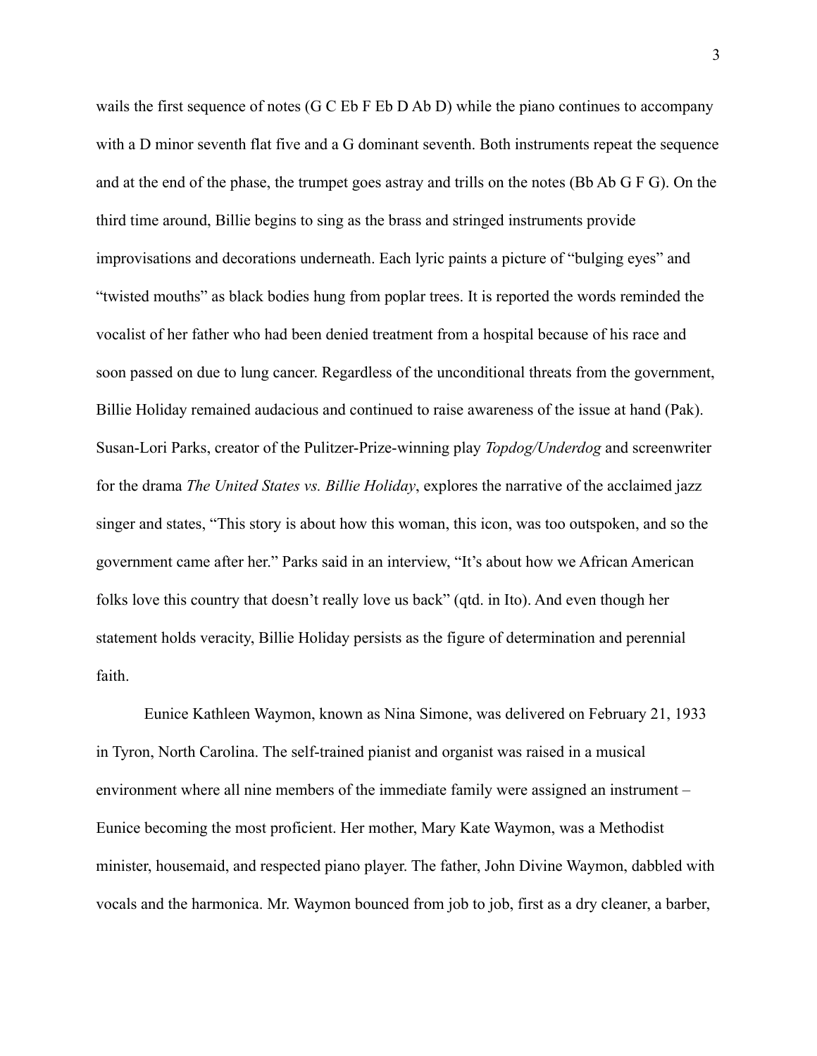wails the first sequence of notes (G C Eb F Eb D Ab D) while the piano continues to accompany with a D minor seventh flat five and a G dominant seventh. Both instruments repeat the sequence and at the end of the phase, the trumpet goes astray and trills on the notes (Bb Ab G F G). On the third time around, Billie begins to sing as the brass and stringed instruments provide improvisations and decorations underneath. Each lyric paints a picture of "bulging eyes" and "twisted mouths" as black bodies hung from poplar trees. It is reported the words reminded the vocalist of her father who had been denied treatment from a hospital because of his race and soon passed on due to lung cancer. Regardless of the unconditional threats from the government, Billie Holiday remained audacious and continued to raise awareness of the issue at hand (Pak). Susan-Lori Parks, creator of the Pulitzer-Prize-winning play *Topdog/Underdog* and screenwriter for the drama *The United States vs. Billie Holiday*, explores the narrative of the acclaimed jazz singer and states, "This story is about how this woman, this icon, was too outspoken, and so the government came after her." Parks said in an interview, "It's about how we African American folks love this country that doesn't really love us back" (qtd. in Ito). And even though her statement holds veracity, Billie Holiday persists as the figure of determination and perennial faith.

Eunice Kathleen Waymon, known as Nina Simone, was delivered on February 21, 1933 in Tyron, North Carolina. The self-trained pianist and organist was raised in a musical environment where all nine members of the immediate family were assigned an instrument – Eunice becoming the most proficient. Her mother, Mary Kate Waymon, was a Methodist minister, housemaid, and respected piano player. The father, John Divine Waymon, dabbled with vocals and the harmonica. Mr. Waymon bounced from job to job, first as a dry cleaner, a barber,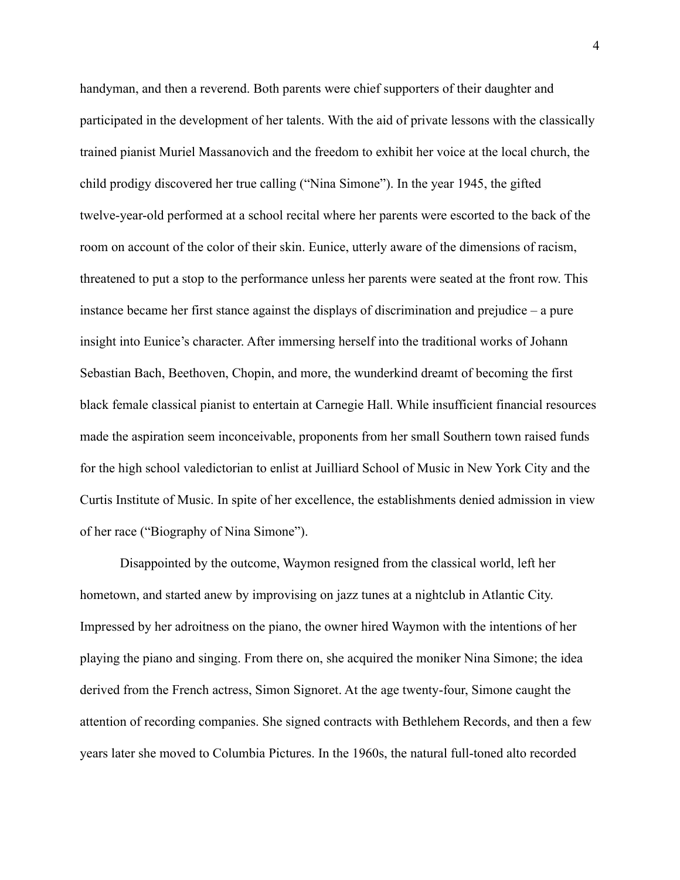handyman, and then a reverend. Both parents were chief supporters of their daughter and participated in the development of her talents. With the aid of private lessons with the classically trained pianist Muriel Massanovich and the freedom to exhibit her voice at the local church, the child prodigy discovered her true calling ("Nina Simone"). In the year 1945, the gifted twelve-year-old performed at a school recital where her parents were escorted to the back of the room on account of the color of their skin. Eunice, utterly aware of the dimensions of racism, threatened to put a stop to the performance unless her parents were seated at the front row. This instance became her first stance against the displays of discrimination and prejudice – a pure insight into Eunice's character. After immersing herself into the traditional works of Johann Sebastian Bach, Beethoven, Chopin, and more, the wunderkind dreamt of becoming the first black female classical pianist to entertain at Carnegie Hall. While insufficient financial resources made the aspiration seem inconceivable, proponents from her small Southern town raised funds for the high school valedictorian to enlist at Juilliard School of Music in New York City and the Curtis Institute of Music. In spite of her excellence, the establishments denied admission in view of her race ("Biography of Nina Simone").

Disappointed by the outcome, Waymon resigned from the classical world, left her hometown, and started anew by improvising on jazz tunes at a nightclub in Atlantic City. Impressed by her adroitness on the piano, the owner hired Waymon with the intentions of her playing the piano and singing. From there on, she acquired the moniker Nina Simone; the idea derived from the French actress, Simon Signoret. At the age twenty-four, Simone caught the attention of recording companies. She signed contracts with Bethlehem Records, and then a few years later she moved to Columbia Pictures. In the 1960s, the natural full-toned alto recorded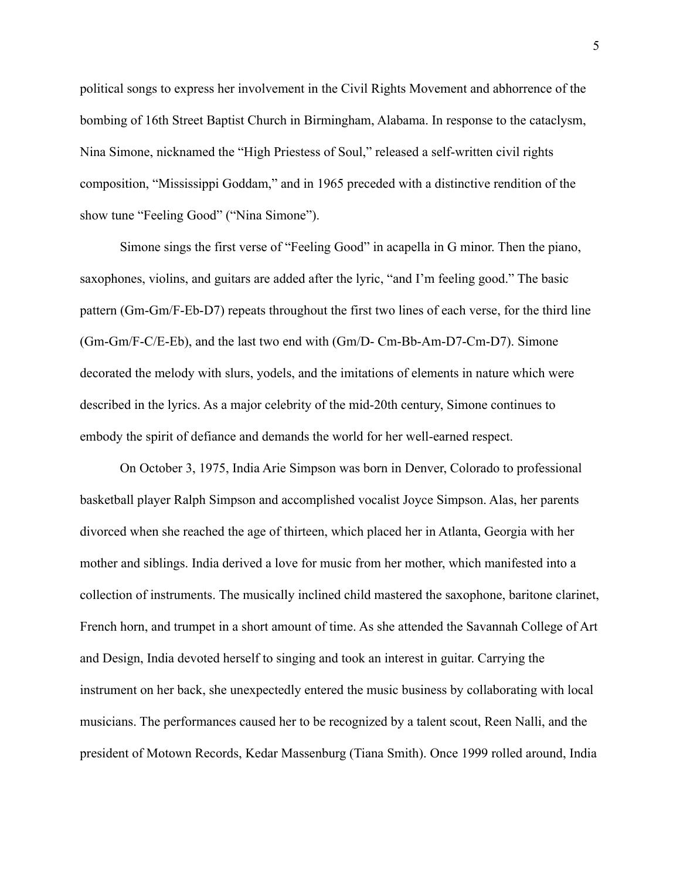political songs to express her involvement in the Civil Rights Movement and abhorrence of the bombing of 16th Street Baptist Church in Birmingham, Alabama. In response to the cataclysm, Nina Simone, nicknamed the "High Priestess of Soul," released a self-written civil rights composition, "Mississippi Goddam," and in 1965 preceded with a distinctive rendition of the show tune "Feeling Good" ("Nina Simone").

Simone sings the first verse of "Feeling Good" in acapella in G minor. Then the piano, saxophones, violins, and guitars are added after the lyric, "and I'm feeling good." The basic pattern (Gm-Gm/F-Eb-D7) repeats throughout the first two lines of each verse, for the third line (Gm-Gm/F-C/E-Eb), and the last two end with (Gm/D- Cm-Bb-Am-D7-Cm-D7). Simone decorated the melody with slurs, yodels, and the imitations of elements in nature which were described in the lyrics. As a major celebrity of the mid-20th century, Simone continues to embody the spirit of defiance and demands the world for her well-earned respect.

On October 3, 1975, India Arie Simpson was born in Denver, Colorado to professional basketball player Ralph Simpson and accomplished vocalist Joyce Simpson. Alas, her parents divorced when she reached the age of thirteen, which placed her in Atlanta, Georgia with her mother and siblings. India derived a love for music from her mother, which manifested into a collection of instruments. The musically inclined child mastered the saxophone, baritone clarinet, French horn, and trumpet in a short amount of time. As she attended the Savannah College of Art and Design, India devoted herself to singing and took an interest in guitar. Carrying the instrument on her back, she unexpectedly entered the music business by collaborating with local musicians. The performances caused her to be recognized by a talent scout, Reen Nalli, and the president of Motown Records, Kedar Massenburg (Tiana Smith). Once 1999 rolled around, India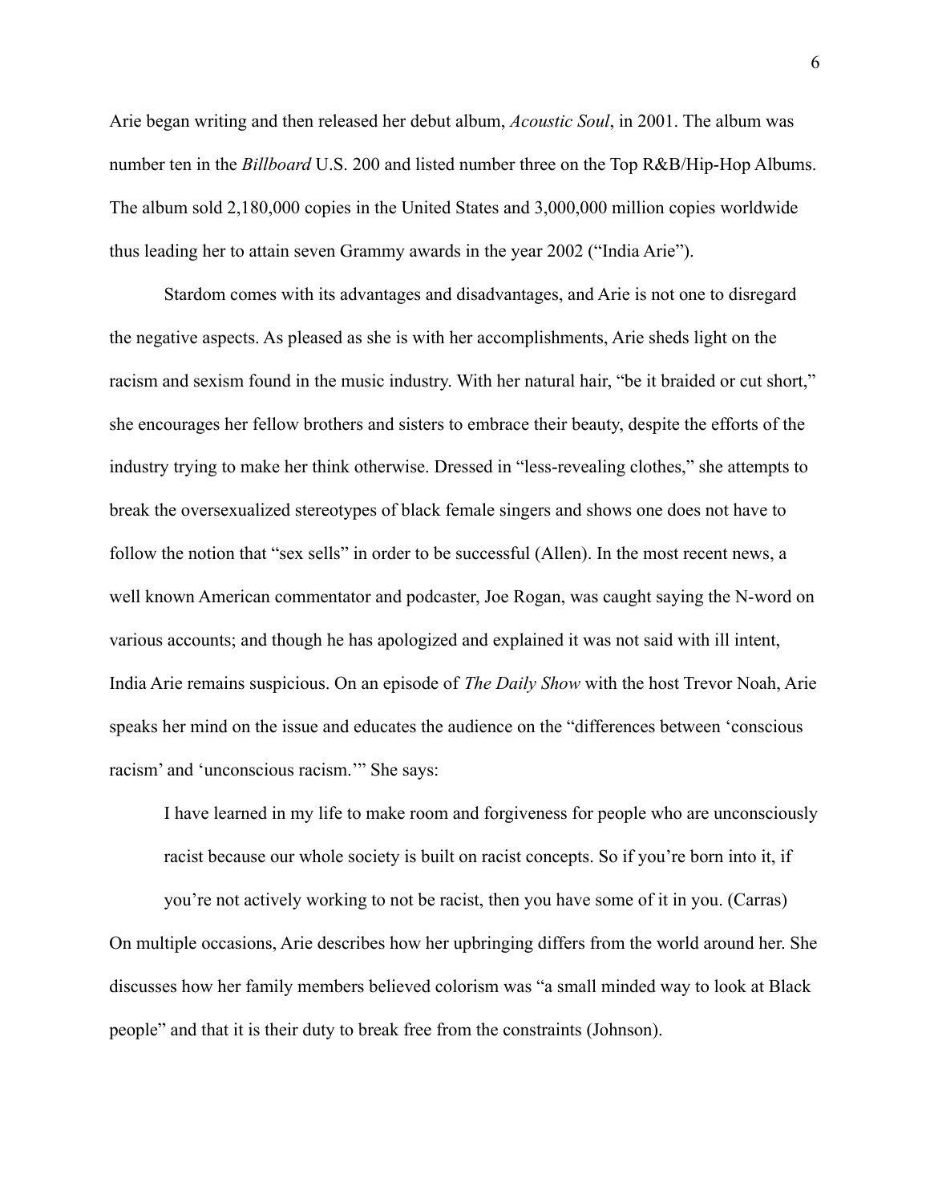Arie began writing and then released her debut album, *Acoustic Soul*, in 2001. The album was number ten in the *Billboard* U.S. 200 and listed number three on the Top R&B/Hip-Hop Albums. The album sold 2,180,000 copies in the United States and 3,000,000 million copies worldwide thus leading her to attain seven Grammy awards in the year 2002 ("India Arie").

Stardom comes with its advantages and disadvantages, and Arie is not one to disregard the negative aspects. As pleased as she is with her accomplishments, Arie sheds light on the racism and sexism found in the music industry. With her natural hair, "be it braided or cut short," she encourages her fellow brothers and sisters to embrace their beauty, despite the efforts of the industry trying to make her think otherwise. Dressed in "less-revealing clothes," she attempts to break the oversexualized stereotypes of black female singers and shows one does not have to follow the notion that "sex sells" in order to be successful (Allen). In the most recent news, a well known American commentator and podcaster, Joe Rogan, was caught saying the N-word on various accounts; and though he has apologized and explained it was not said with ill intent, India Arie remains suspicious. On an episode of *The Daily Show* with the host Trevor Noah, Arie speaks her mind on the issue and educates the audience on the "differences between 'conscious racism' and 'unconscious racism.'" She says:

> I have learned in my life to make room and forgiveness for people who are unconsciously racist because our whole society is built on racist concepts. So if you're born into it, if you're not actively working to not be racist, then you have some of it in you. (Carras)

On multiple occasions, Arie describes how her upbringing differs from the world around her. She discusses how her family members believed colorism was "a small minded way to look at Black people" and that it is their duty to break free from the constraints (Johnson).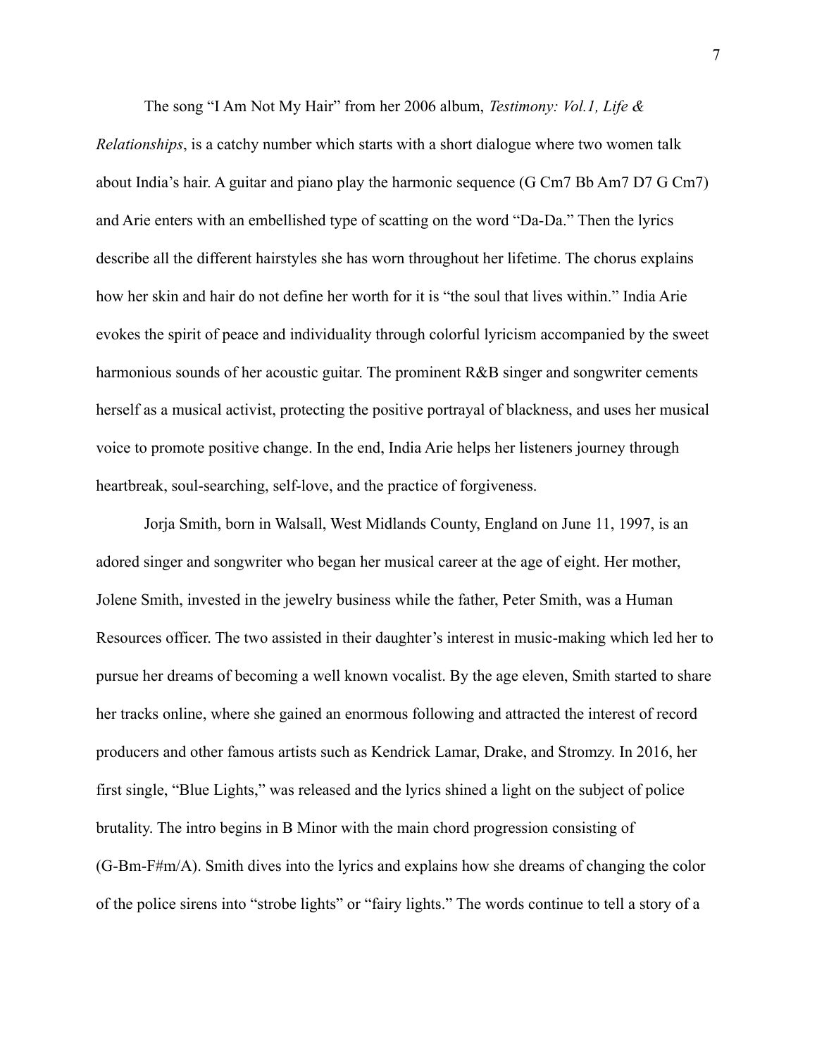The song "I Am Not My Hair" from her 2006 album, *Testimony: Vol.1, Life & Relationships*, is a catchy number which starts with a short dialogue where two women talk about India's hair. A guitar and piano play the harmonic sequence (G Cm7 Bb Am7 D7 G Cm7) and Arie enters with an embellished type of scatting on the word "Da-Da." Then the lyrics describe all the different hairstyles she has worn throughout her lifetime. The chorus explains how her skin and hair do not define her worth for it is "the soul that lives within." India Arie evokes the spirit of peace and individuality through colorful lyricism accompanied by the sweet harmonious sounds of her acoustic guitar. The prominent R&B singer and songwriter cements herself as a musical activist, protecting the positive portrayal of blackness, and uses her musical voice to promote positive change. In the end, India Arie helps her listeners journey through heartbreak, soul-searching, self-love, and the practice of forgiveness.

Jorja Smith, born in Walsall, West Midlands County, England on June 11, 1997, is an adored singer and songwriter who began her musical career at the age of eight. Her mother, Jolene Smith, invested in the jewelry business while the father, Peter Smith, was a Human Resources officer. The two assisted in their daughter's interest in music-making which led her to pursue her dreams of becoming a well known vocalist. By the age eleven, Smith started to share her tracks online, where she gained an enormous following and attracted the interest of record producers and other famous artists such as Kendrick Lamar, Drake, and Stromzy. In 2016, her first single, "Blue Lights," was released and the lyrics shined a light on the subject of police brutality. The intro begins in B Minor with the main chord progression consisting of (G-Bm-F#m/A). Smith dives into the lyrics and explains how she dreams of changing the color of the police sirens into "strobe lights" or "fairy lights." The words continue to tell a story of a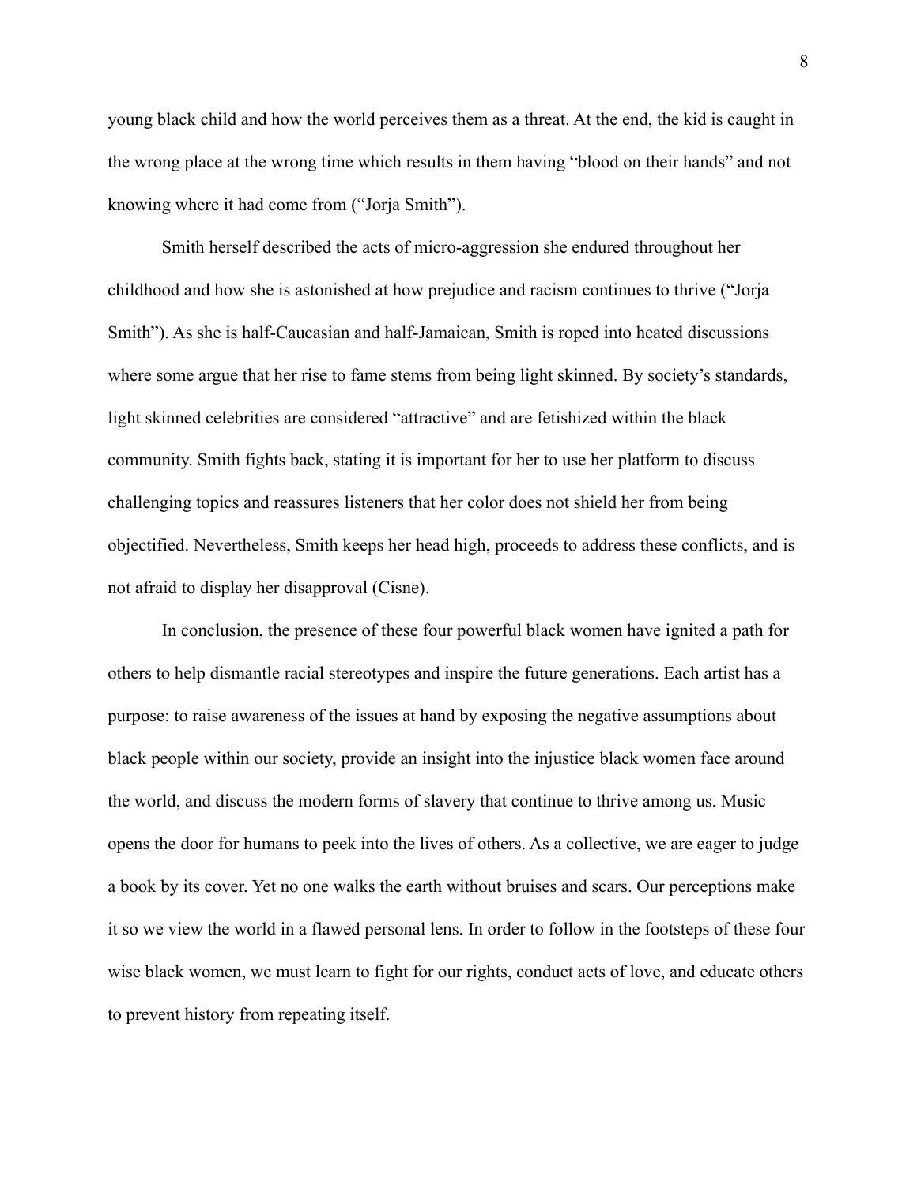young black child and how the world perceives them as a threat. At the end, the kid is caught in the wrong place at the wrong time which results in them having "blood on their hands" and not knowing where it had come from ("Jorja Smith").

Smith herself described the acts of micro-aggression she endured throughout her childhood and how she is astonished at how prejudice and racism continues to thrive ("Jorja Smith"). As she is half-Caucasian and half-Jamaican, Smith is roped into heated discussions where some argue that her rise to fame stems from being light skinned. By society's standards, light skinned celebrities are considered "attractive" and are fetishized within the black community. Smith fights back, stating it is important for her to use her platform to discuss challenging topics and reassures listeners that her color does not shield her from being objectified. Nevertheless, Smith keeps her head high, proceeds to address these conflicts, and is not afraid to display her disapproval (Cisne).

In conclusion, the presence of these four powerful black women have ignited a path for others to help dismantle racial stereotypes and inspire the future generations. Each artist has a purpose: to raise awareness of the issues at hand by exposing the negative assumptions about black people within our society, provide an insight into the injustice black women face around the world, and discuss the modern forms of slavery that continue to thrive among us. Music opens the door for humans to peek into the lives of others. As a collective, we are eager to judge a book by its cover. Yet no one walks the earth without bruises and scars. Our perceptions make it so we view the world in a flawed personal lens. In order to follow in the footsteps of these four wise black women, we must learn to fight for our rights, conduct acts of love, and educate others to prevent history from repeating itself.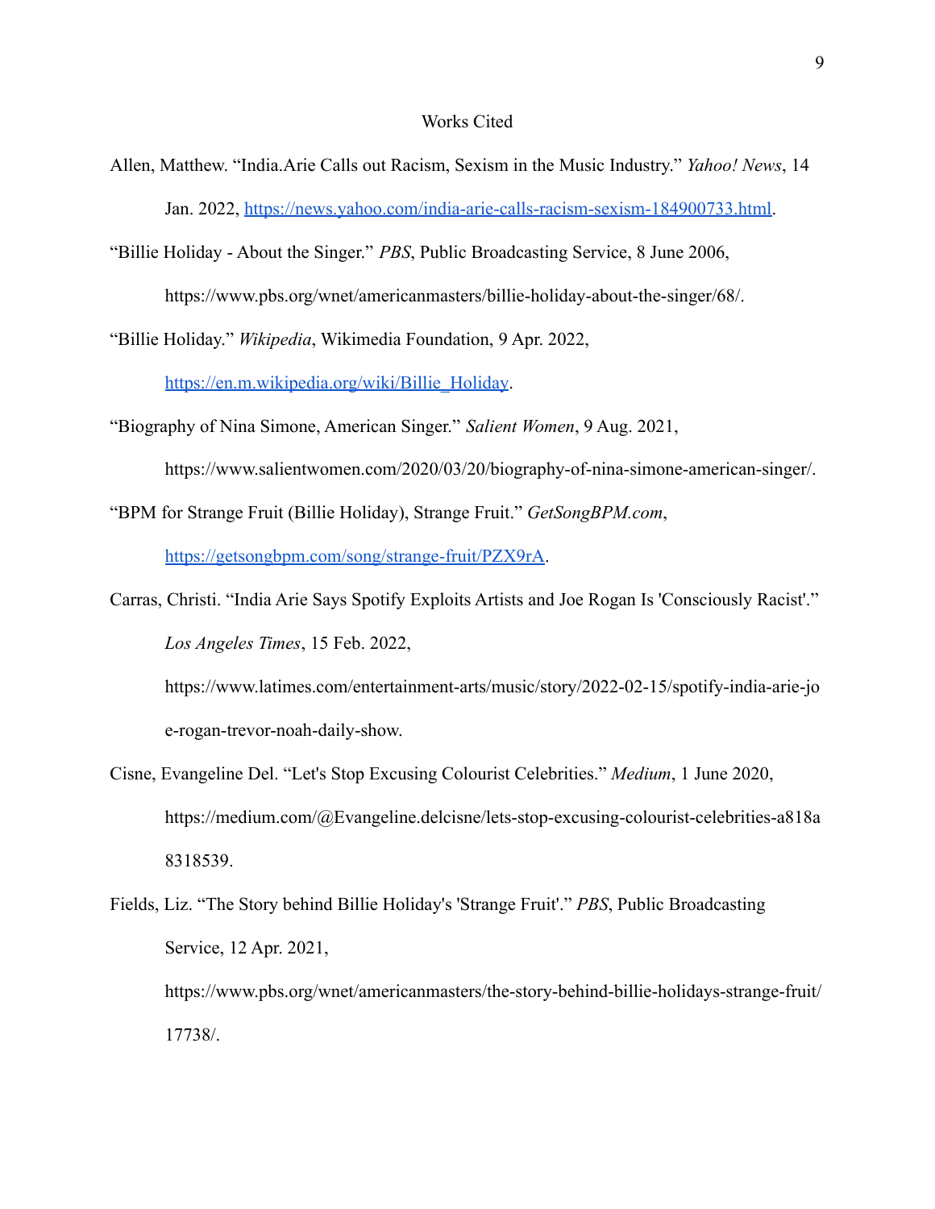# Works Cited

Allen, Matthew. "India.Arie Calls out Racism, Sexism in the Music Industry." *Yahoo! News*, 14 Jan. 2022, https://news.yahoo.com/india-arie-calls-racism-sexism-184900733.html.

"Billie Holiday - About the Singer." *PBS*, Public Broadcasting Service, 8 June 2006, https://www.pbs.org/wnet/americanmasters/billie-holiday-about-the-singer/68/.

"Billie Holiday." *Wikipedia*, Wikimedia Foundation, 9 Apr. 2022, https://en.m.wikipedia.org/wiki/Billie_Holiday.

"Biography of Nina Simone, American Singer." *Salient Women*, 9 Aug. 2021, https://www.salientwomen.com/2020/03/20/biography-of-nina-simone-american-singer/.

"BPM for Strange Fruit (Billie Holiday), Strange Fruit." *GetSongBPM.com*, https://getsongbpm.com/song/strange-fruit/PZX9rA.

Carras, Christi. "India Arie Says Spotify Exploits Artists and Joe Rogan Is 'Consciously Racist'." *Los Angeles Times*, 15 Feb. 2022, https://www.latimes.com/entertainment-arts/music/story/2022-02-15/spotify-india-arie-joe-rogan-trevor-noah-daily-show.

Cisne, Evangeline Del. "Let's Stop Excusing Colourist Celebrities." *Medium*, 1 June 2020, https://medium.com/@Evangeline.delcisne/lets-stop-excusing-colourist-celebrities-a818a8318539.

Fields, Liz. "The Story behind Billie Holiday's 'Strange Fruit'." *PBS*, Public Broadcasting Service, 12 Apr. 2021, https://www.pbs.org/wnet/americanmasters/the-story-behind-billie-holidays-strange-fruit/17738/.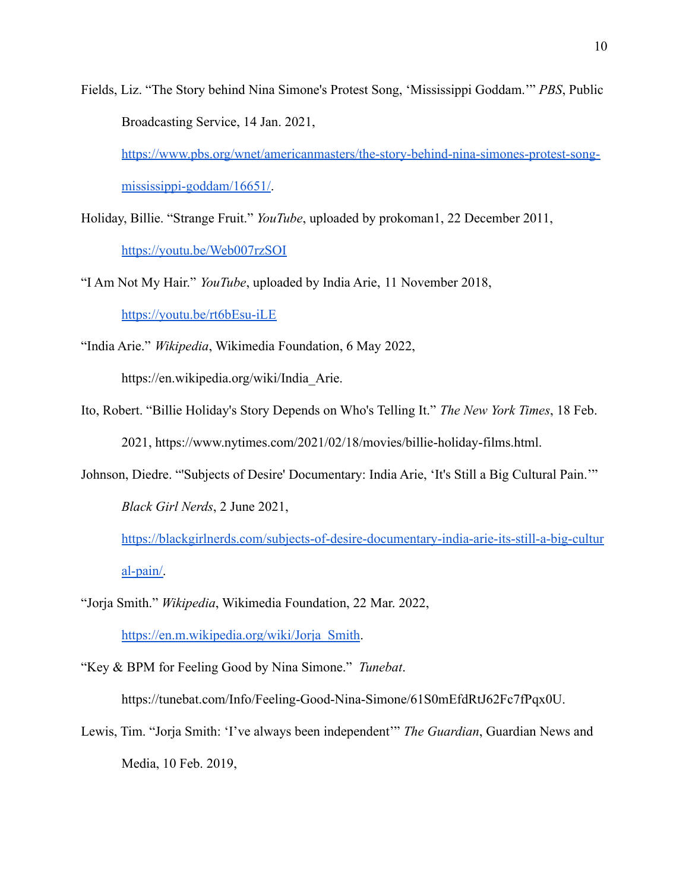Fields, Liz. "The Story behind Nina Simone's Protest Song, 'Mississippi Goddam.'" *PBS*, Public Broadcasting Service, 14 Jan. 2021, https://www.pbs.org/wnet/americanmasters/the-story-behind-nina-simones-protest-song-mississippi-goddam/16651/.

Holiday, Billie. "Strange Fruit." *YouTube*, uploaded by prokoman1, 22 December 2011, https://youtu.be/Web007rzSOI

"I Am Not My Hair." *YouTube*, uploaded by India Arie, 11 November 2018, https://youtu.be/rt6bEsu-iLE

"India Arie." *Wikipedia*, Wikimedia Foundation, 6 May 2022, https://en.wikipedia.org/wiki/India_Arie.

Ito, Robert. "Billie Holiday's Story Depends on Who's Telling It." *The New York Times*, 18 Feb. 2021, https://www.nytimes.com/2021/02/18/movies/billie-holiday-films.html.

Johnson, Diedre. "'Subjects of Desire' Documentary: India Arie, 'It's Still a Big Cultural Pain.'" *Black Girl Nerds*, 2 June 2021, https://blackgirlnerds.com/subjects-of-desire-documentary-india-arie-its-still-a-big-cultural-pain/.

"Jorja Smith." *Wikipedia*, Wikimedia Foundation, 22 Mar. 2022, https://en.m.wikipedia.org/wiki/Jorja_Smith.

"Key & BPM for Feeling Good by Nina Simone." *Tunebat*. https://tunebat.com/Info/Feeling-Good-Nina-Simone/61S0mEfdRtJ62Fc7fPqx0U.

Lewis, Tim. "Jorja Smith: 'I've always been independent'" *The Guardian*, Guardian News and Media, 10 Feb. 2019,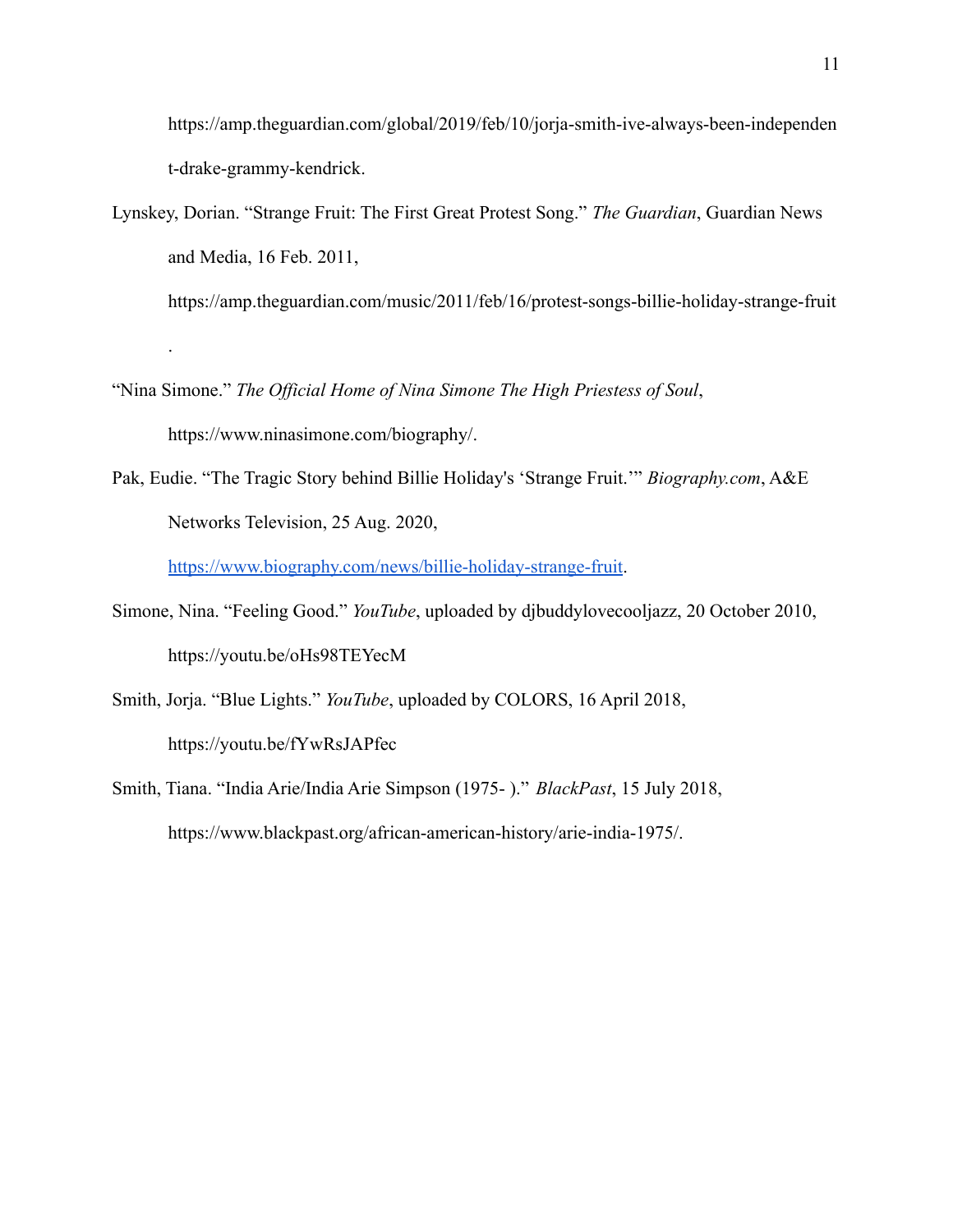https://amp.theguardian.com/global/2019/feb/10/jorja-smith-ive-always-been-independent-drake-grammy-kendrick.

Lynskey, Dorian. "Strange Fruit: The First Great Protest Song." *The Guardian*, Guardian News and Media, 16 Feb. 2011, https://amp.theguardian.com/music/2011/feb/16/protest-songs-billie-holiday-strange-fruit.

"Nina Simone." *The Official Home of Nina Simone The High Priestess of Soul*, https://www.ninasimone.com/biography/.

Pak, Eudie. "The Tragic Story behind Billie Holiday's 'Strange Fruit.'" *Biography.com*, A&E Networks Television, 25 Aug. 2020, https://www.biography.com/news/billie-holiday-strange-fruit.

Simone, Nina. "Feeling Good." *YouTube*, uploaded by djbuddylovecooljazz, 20 October 2010, https://youtu.be/oHs98TEYecM

Smith, Jorja. "Blue Lights." *YouTube*, uploaded by COLORS, 16 April 2018, https://youtu.be/fYwRsJAPfec

Smith, Tiana. "India Arie/India Arie Simpson (1975- )." *BlackPast*, 15 July 2018, https://www.blackpast.org/african-american-history/arie-india-1975/.